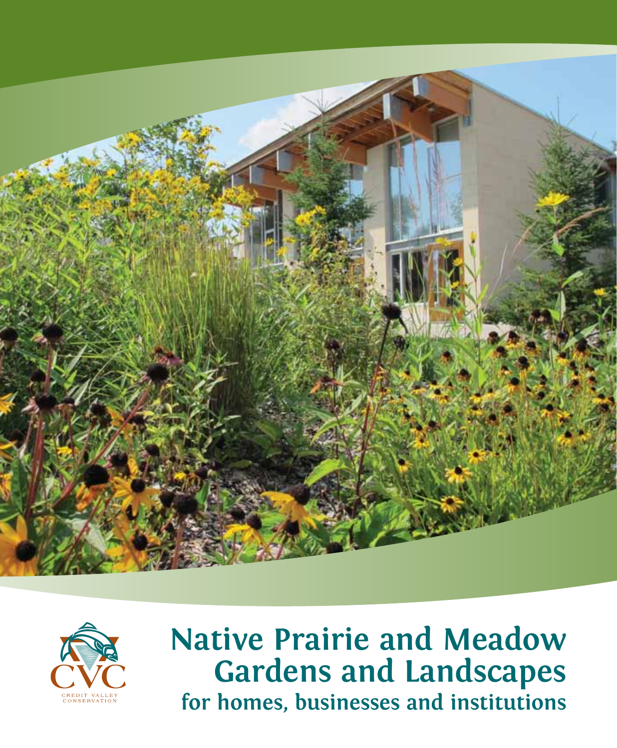CVC

CREDIT VALLEY CONSERVATION

# Native Prairie and Meadow Gardens and Landscapes

## for homes, businesses and institutions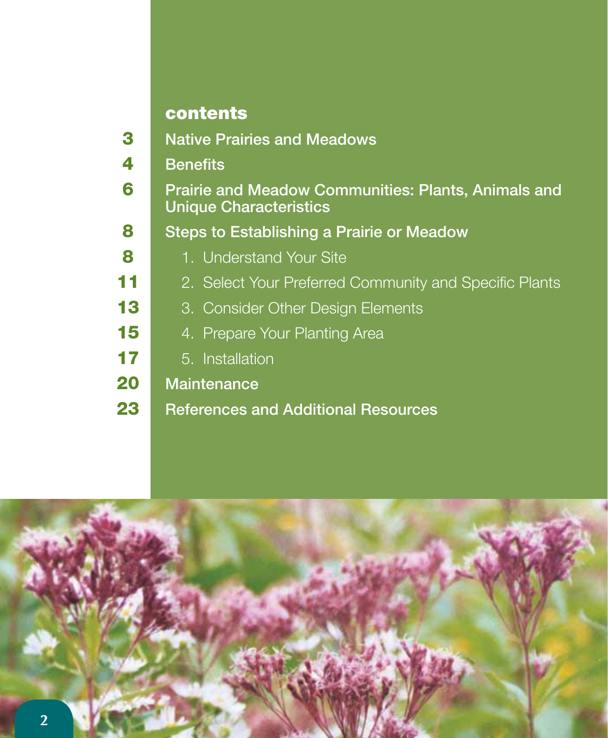## contents

| | |
|---|---|
| 3 | Native Prairies and Meadows |
| 4 | Benefits |
| 6 | Prairie and Meadow Communities: Plants, Animals and Unique Characteristics |
| 8 | Steps to Establishing a Prairie or Meadow |
| 8 | 1. Understand Your Site |
| 11 | 2. Select Your Preferred Community and Specific Plants |
| 13 | 3. Consider Other Design Elements |
| 15 | 4. Prepare Your Planting Area |
| 17 | 5. Installation |
| 20 | Maintenance |
| 23 | References and Additional Resources |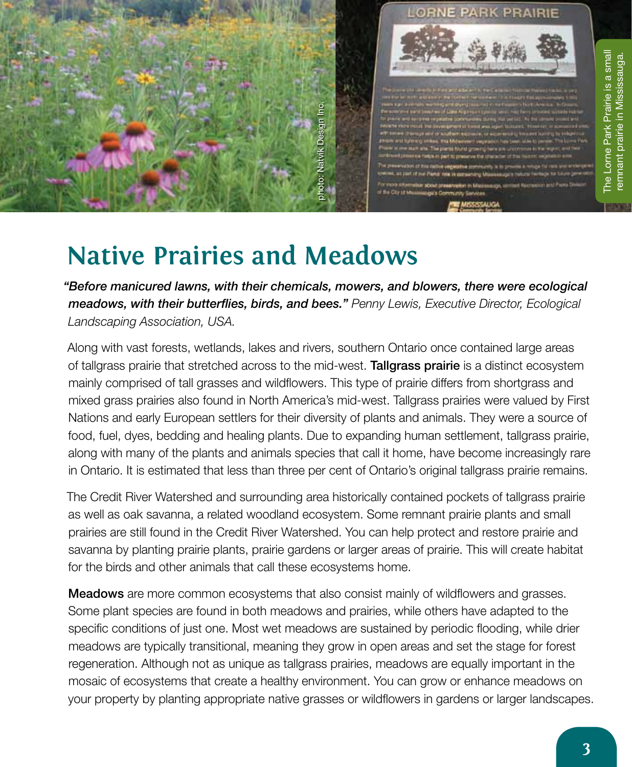The Lorne Park Prairie is a small remnant prairie in Mississauga.

photo: Natvik Design Inc.

# Native Prairies and Meadows

***"Before manicured lawns, with their chemicals, mowers, and blowers, there were ecological meadows, with their butterflies, birds, and bees."*** *Penny Lewis, Executive Director, Ecological Landscaping Association, USA.*

Along with vast forests, wetlands, lakes and rivers, southern Ontario once contained large areas of tallgrass prairie that stretched across to the mid-west. **Tallgrass prairie** is a distinct ecosystem mainly comprised of tall grasses and wildflowers. This type of prairie differs from shortgrass and mixed grass prairies also found in North America's mid-west. Tallgrass prairies were valued by First Nations and early European settlers for their diversity of plants and animals. They were a source of food, fuel, dyes, bedding and healing plants. Due to expanding human settlement, tallgrass prairie, along with many of the plants and animals species that call it home, have become increasingly rare in Ontario. It is estimated that less than three per cent of Ontario's original tallgrass prairie remains.

The Credit River Watershed and surrounding area historically contained pockets of tallgrass prairie as well as oak savanna, a related woodland ecosystem. Some remnant prairie plants and small prairies are still found in the Credit River Watershed. You can help protect and restore prairie and savanna by planting prairie plants, prairie gardens or larger areas of prairie. This will create habitat for the birds and other animals that call these ecosystems home.

**Meadows** are more common ecosystems that also consist mainly of wildflowers and grasses. Some plant species are found in both meadows and prairies, while others have adapted to the specific conditions of just one. Most wet meadows are sustained by periodic flooding, while drier meadows are typically transitional, meaning they grow in open areas and set the stage for forest regeneration. Although not as unique as tallgrass prairies, meadows are equally important in the mosaic of ecosystems that create a healthy environment. You can grow or enhance meadows on your property by planting appropriate native grasses or wildflowers in gardens or larger landscapes.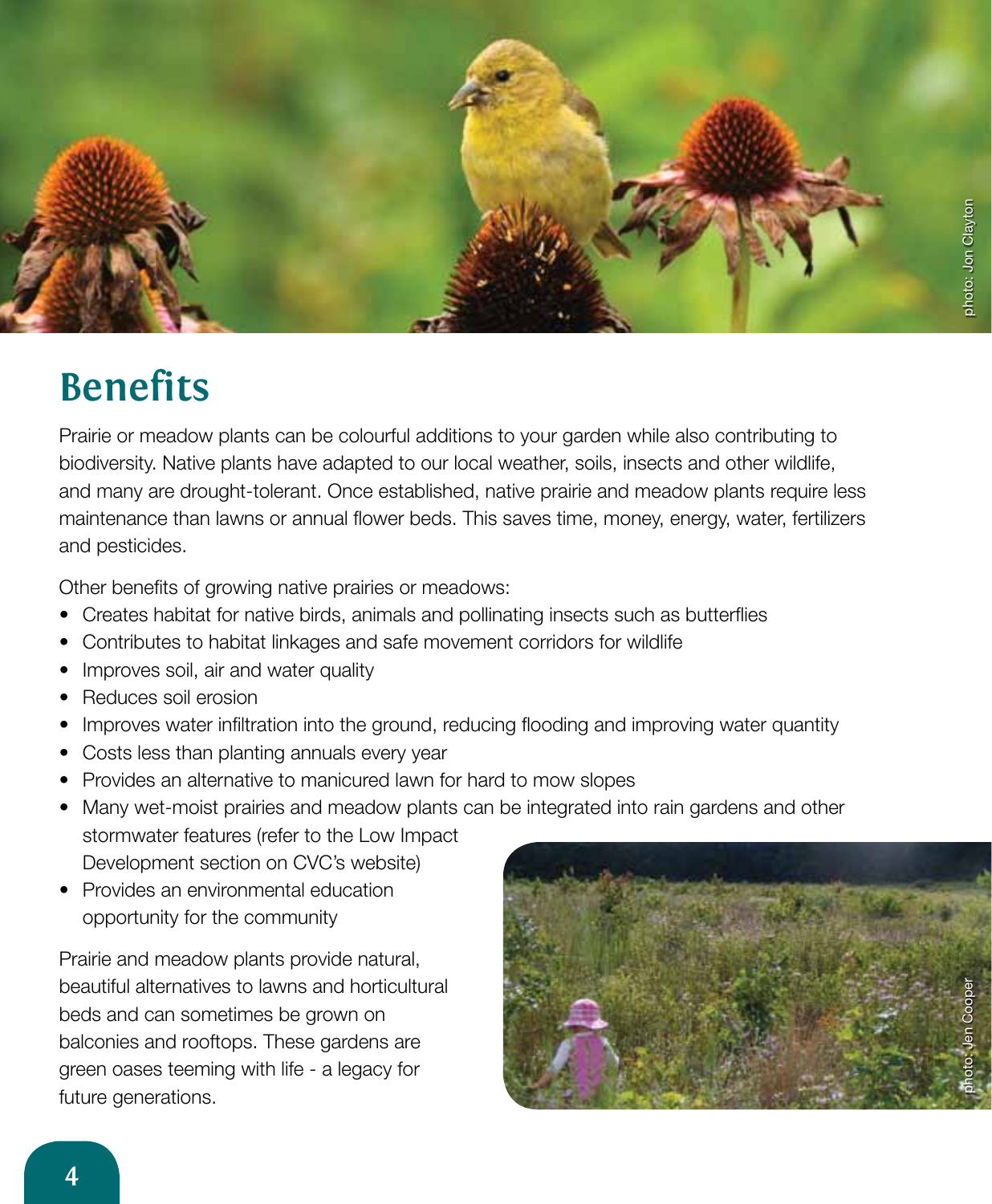# Benefits

Prairie or meadow plants can be colourful additions to your garden while also contributing to biodiversity. Native plants have adapted to our local weather, soils, insects and other wildlife, and many are drought-tolerant. Once established, native prairie and meadow plants require less maintenance than lawns or annual flower beds. This saves time, money, energy, water, fertilizers and pesticides.

Other benefits of growing native prairies or meadows:

- Creates habitat for native birds, animals and pollinating insects such as butterflies
- Contributes to habitat linkages and safe movement corridors for wildlife
- Improves soil, air and water quality
- Reduces soil erosion
- Improves water infiltration into the ground, reducing flooding and improving water quantity
- Costs less than planting annuals every year
- Provides an alternative to manicured lawn for hard to mow slopes
- Many wet-moist prairies and meadow plants can be integrated into rain gardens and other stormwater features (refer to the Low Impact Development section on CVC's website)
- Provides an environmental education opportunity for the community

Prairie and meadow plants provide natural, beautiful alternatives to lawns and horticultural beds and can sometimes be grown on balconies and rooftops. These gardens are green oases teeming with life - a legacy for future generations.

photo: Jon Clayton

photo: Jen Cooper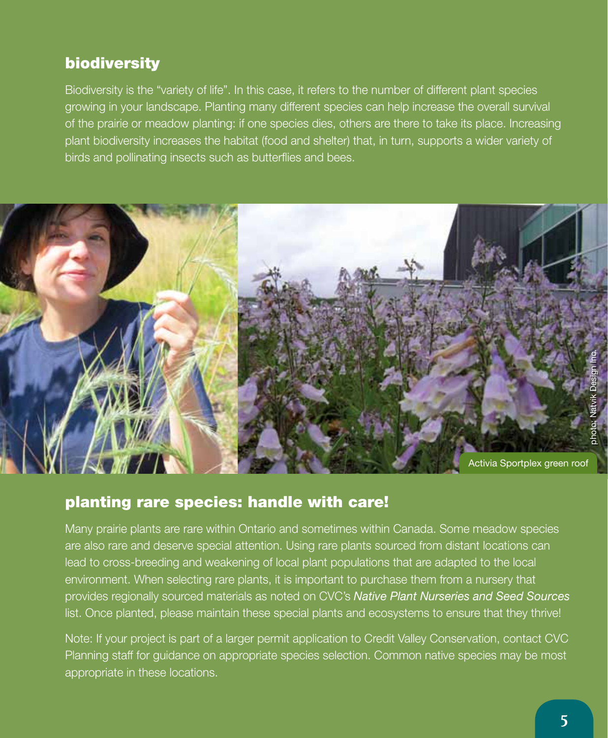## biodiversity

Biodiversity is the "variety of life". In this case, it refers to the number of different plant species growing in your landscape. Planting many different species can help increase the overall survival of the prairie or meadow planting: if one species dies, others are there to take its place. Increasing plant biodiversity increases the habitat (food and shelter) that, in turn, supports a wider variety of birds and pollinating insects such as butterflies and bees.

Activia Sportplex green roof

photo: Natvik Design Inc.

## planting rare species: handle with care!

Many prairie plants are rare within Ontario and sometimes within Canada. Some meadow species are also rare and deserve special attention. Using rare plants sourced from distant locations can lead to cross-breeding and weakening of local plant populations that are adapted to the local environment. When selecting rare plants, it is important to purchase them from a nursery that provides regionally sourced materials as noted on CVC's *Native Plant Nurseries and Seed Sources* list. Once planted, please maintain these special plants and ecosystems to ensure that they thrive!

Note: If your project is part of a larger permit application to Credit Valley Conservation, contact CVC Planning staff for guidance on appropriate species selection. Common native species may be most appropriate in these locations.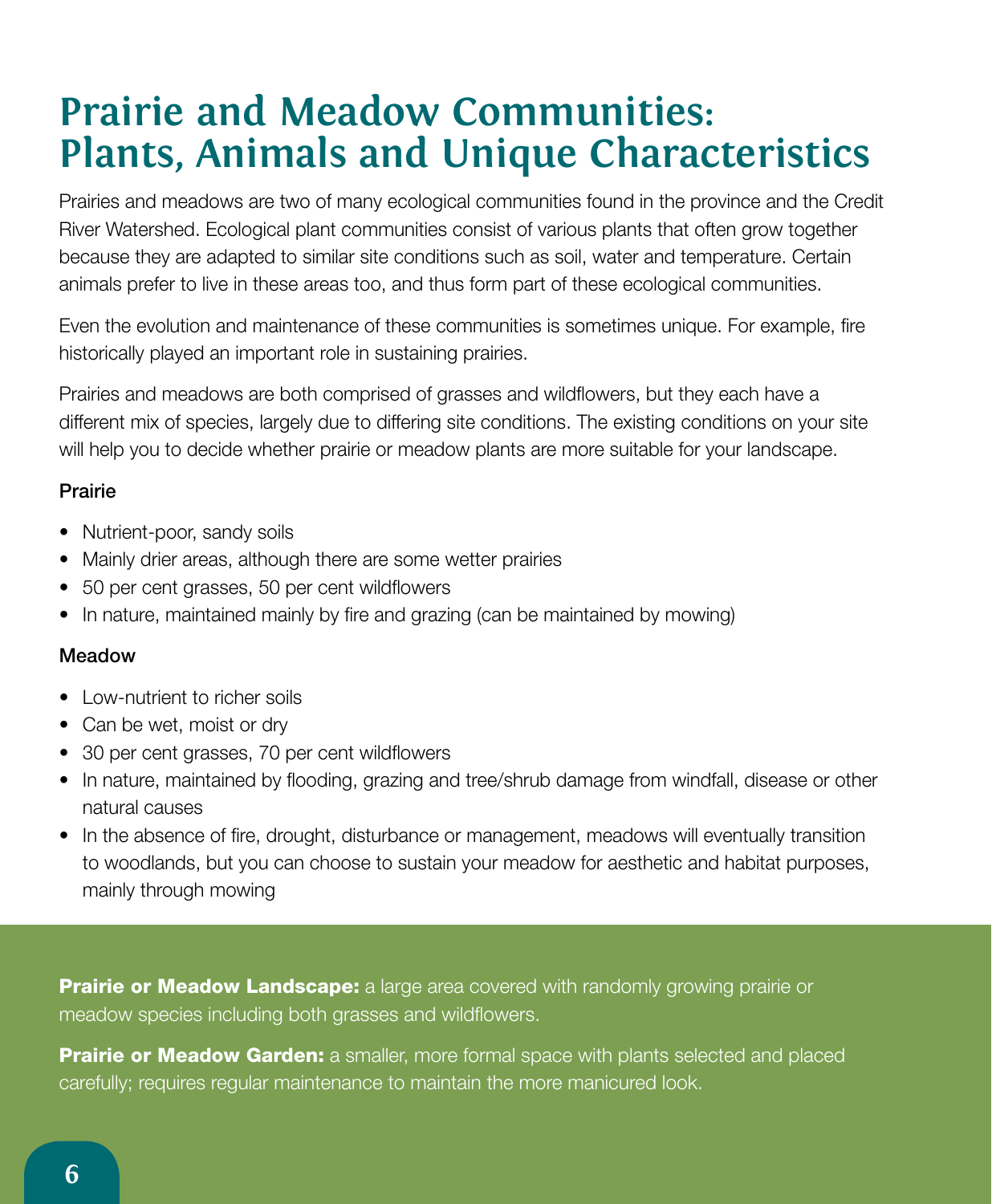# Prairie and Meadow Communities: Plants, Animals and Unique Characteristics

Prairies and meadows are two of many ecological communities found in the province and the Credit River Watershed. Ecological plant communities consist of various plants that often grow together because they are adapted to similar site conditions such as soil, water and temperature. Certain animals prefer to live in these areas too, and thus form part of these ecological communities.

Even the evolution and maintenance of these communities is sometimes unique. For example, fire historically played an important role in sustaining prairies.

Prairies and meadows are both comprised of grasses and wildflowers, but they each have a different mix of species, largely due to differing site conditions. The existing conditions on your site will help you to decide whether prairie or meadow plants are more suitable for your landscape.

### Prairie

- Nutrient-poor, sandy soils
- Mainly drier areas, although there are some wetter prairies
- 50 per cent grasses, 50 per cent wildflowers
- In nature, maintained mainly by fire and grazing (can be maintained by mowing)

### Meadow

- Low-nutrient to richer soils
- Can be wet, moist or dry
- 30 per cent grasses, 70 per cent wildflowers
- In nature, maintained by flooding, grazing and tree/shrub damage from windfall, disease or other natural causes
- In the absence of fire, drought, disturbance or management, meadows will eventually transition to woodlands, but you can choose to sustain your meadow for aesthetic and habitat purposes, mainly through mowing

**Prairie or Meadow Landscape:** a large area covered with randomly growing prairie or meadow species including both grasses and wildflowers.

**Prairie or Meadow Garden:** a smaller, more formal space with plants selected and placed carefully; requires regular maintenance to maintain the more manicured look.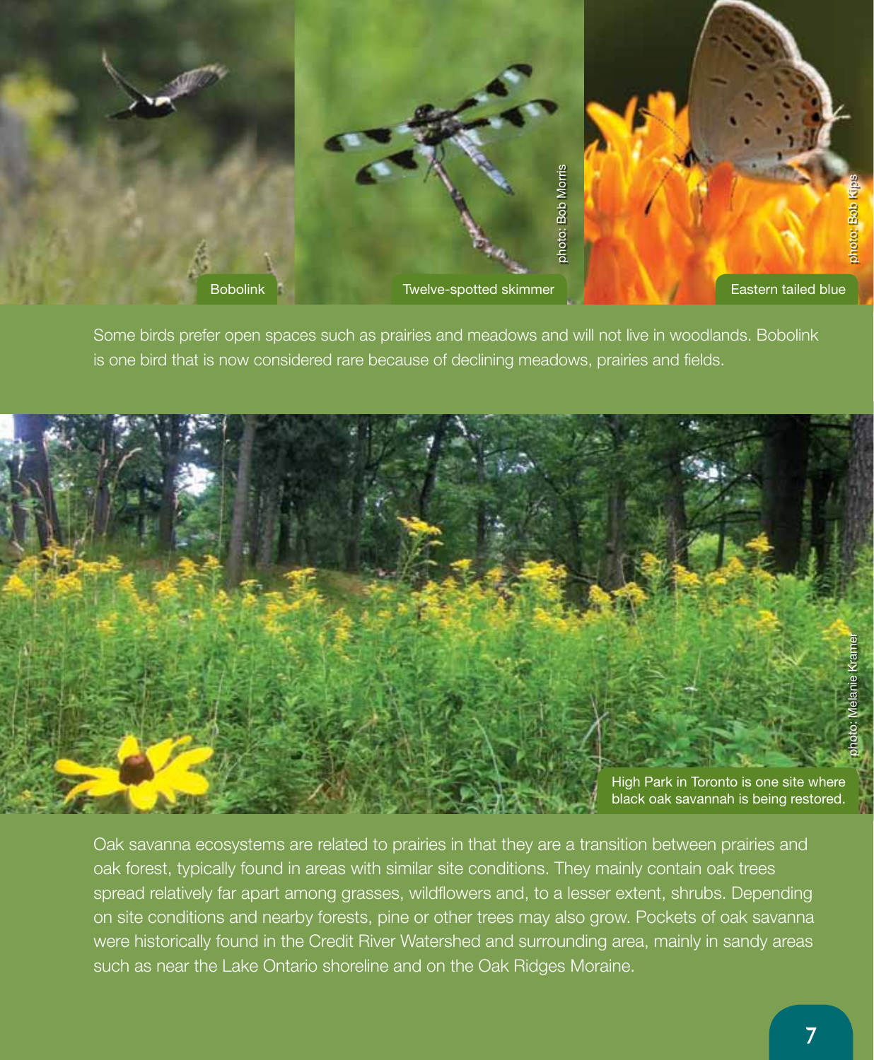Bobolink

Twelve-spotted skimmer

photo: Bob Morris

Eastern tailed blue

photo: Bob Kips

Some birds prefer open spaces such as prairies and meadows and will not live in woodlands. Bobolink is one bird that is now considered rare because of declining meadows, prairies and fields.

High Park in Toronto is one site where black oak savannah is being restored.

photo: Melanie Kramer

Oak savanna ecosystems are related to prairies in that they are a transition between prairies and oak forest, typically found in areas with similar site conditions. They mainly contain oak trees spread relatively far apart among grasses, wildflowers and, to a lesser extent, shrubs. Depending on site conditions and nearby forests, pine or other trees may also grow. Pockets of oak savanna were historically found in the Credit River Watershed and surrounding area, mainly in sandy areas such as near the Lake Ontario shoreline and on the Oak Ridges Moraine.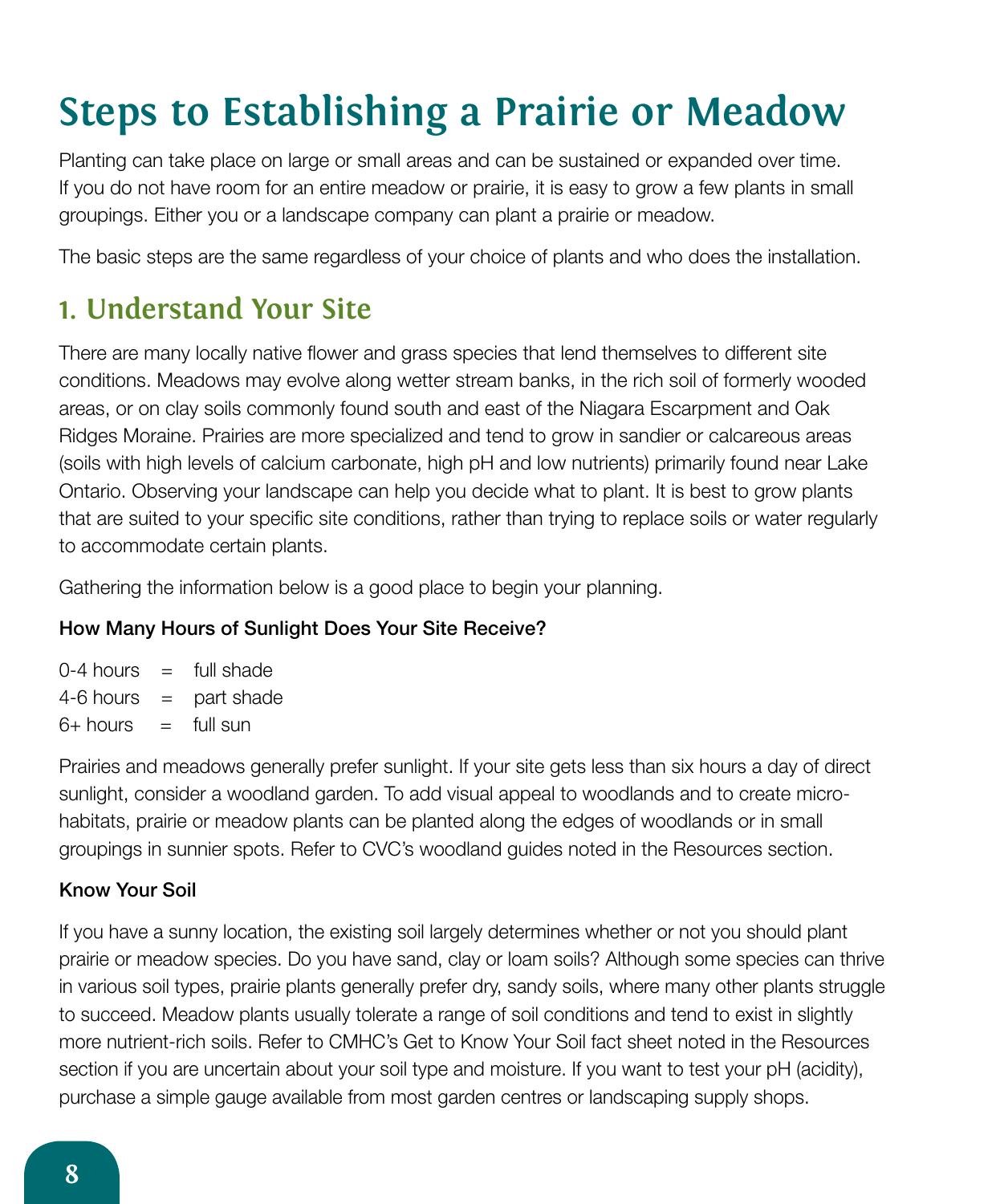# Steps to Establishing a Prairie or Meadow

Planting can take place on large or small areas and can be sustained or expanded over time. If you do not have room for an entire meadow or prairie, it is easy to grow a few plants in small groupings. Either you or a landscape company can plant a prairie or meadow.

The basic steps are the same regardless of your choice of plants and who does the installation.

## 1. Understand Your Site

There are many locally native flower and grass species that lend themselves to different site conditions. Meadows may evolve along wetter stream banks, in the rich soil of formerly wooded areas, or on clay soils commonly found south and east of the Niagara Escarpment and Oak Ridges Moraine. Prairies are more specialized and tend to grow in sandier or calcareous areas (soils with high levels of calcium carbonate, high pH and low nutrients) primarily found near Lake Ontario. Observing your landscape can help you decide what to plant. It is best to grow plants that are suited to your specific site conditions, rather than trying to replace soils or water regularly to accommodate certain plants.

Gathering the information below is a good place to begin your planning.

### How Many Hours of Sunlight Does Your Site Receive?

0-4 hours = full shade
4-6 hours = part shade
6+ hours = full sun

Prairies and meadows generally prefer sunlight. If your site gets less than six hours a day of direct sunlight, consider a woodland garden. To add visual appeal to woodlands and to create micro-habitats, prairie or meadow plants can be planted along the edges of woodlands or in small groupings in sunnier spots. Refer to CVC's woodland guides noted in the Resources section.

### Know Your Soil

If you have a sunny location, the existing soil largely determines whether or not you should plant prairie or meadow species. Do you have sand, clay or loam soils? Although some species can thrive in various soil types, prairie plants generally prefer dry, sandy soils, where many other plants struggle to succeed. Meadow plants usually tolerate a range of soil conditions and tend to exist in slightly more nutrient-rich soils. Refer to CMHC's Get to Know Your Soil fact sheet noted in the Resources section if you are uncertain about your soil type and moisture. If you want to test your pH (acidity), purchase a simple gauge available from most garden centres or landscaping supply shops.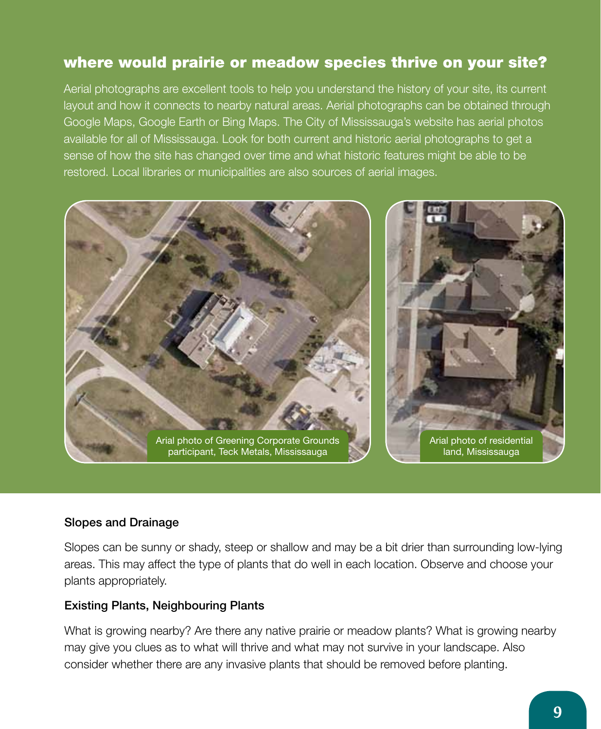## where would prairie or meadow species thrive on your site?

Aerial photographs are excellent tools to help you understand the history of your site, its current layout and how it connects to nearby natural areas. Aerial photographs can be obtained through Google Maps, Google Earth or Bing Maps. The City of Mississauga's website has aerial photos available for all of Mississauga. Look for both current and historic aerial photographs to get a sense of how the site has changed over time and what historic features might be able to be restored. Local libraries or municipalities are also sources of aerial images.

Arial photo of Greening Corporate Grounds participant, Teck Metals, Mississauga

Arial photo of residential land, Mississauga

### Slopes and Drainage

Slopes can be sunny or shady, steep or shallow and may be a bit drier than surrounding low-lying areas. This may affect the type of plants that do well in each location. Observe and choose your plants appropriately.

### Existing Plants, Neighbouring Plants

What is growing nearby? Are there any native prairie or meadow plants? What is growing nearby may give you clues as to what will thrive and what may not survive in your landscape. Also consider whether there are any invasive plants that should be removed before planting.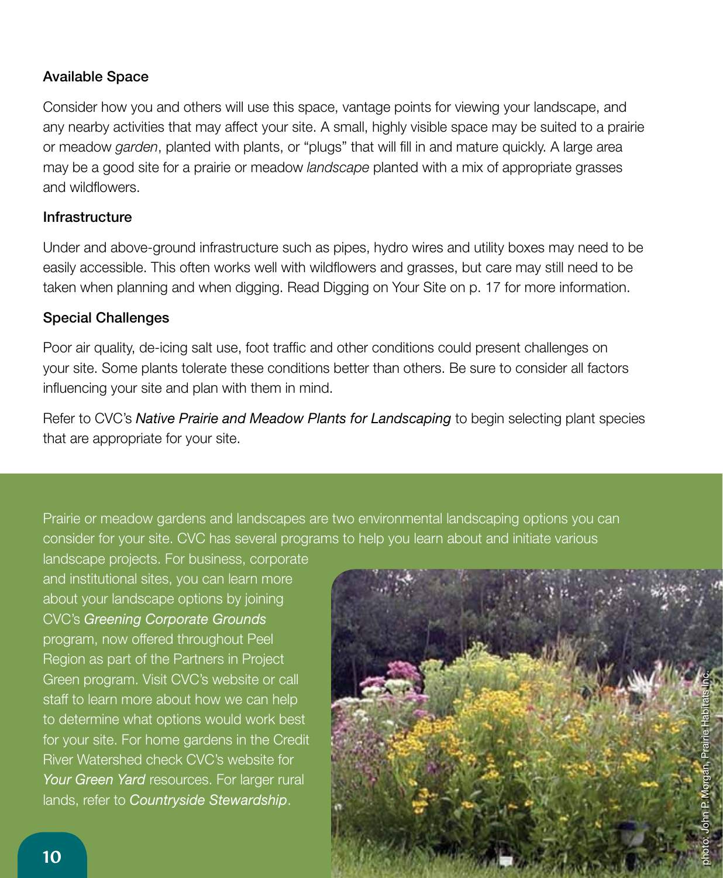### Available Space

Consider how you and others will use this space, vantage points for viewing your landscape, and any nearby activities that may affect your site. A small, highly visible space may be suited to a prairie or meadow *garden*, planted with plants, or “plugs” that will fill in and mature quickly. A large area may be a good site for a prairie or meadow *landscape* planted with a mix of appropriate grasses and wildflowers.

### Infrastructure

Under and above-ground infrastructure such as pipes, hydro wires and utility boxes may need to be easily accessible. This often works well with wildflowers and grasses, but care may still need to be taken when planning and when digging. Read Digging on Your Site on p. 17 for more information.

### Special Challenges

Poor air quality, de-icing salt use, foot traffic and other conditions could present challenges on your site. Some plants tolerate these conditions better than others. Be sure to consider all factors influencing your site and plan with them in mind.

Refer to CVC’s *Native Prairie and Meadow Plants for Landscaping* to begin selecting plant species that are appropriate for your site.

Prairie or meadow gardens and landscapes are two environmental landscaping options you can consider for your site. CVC has several programs to help you learn about and initiate various landscape projects. For business, corporate and institutional sites, you can learn more about your landscape options by joining CVC’s *Greening Corporate Grounds* program, now offered throughout Peel Region as part of the Partners in Project Green program. Visit CVC’s website or call staff to learn more about how we can help to determine what options would work best for your site. For home gardens in the Credit River Watershed check CVC’s website for *Your Green Yard* resources. For larger rural lands, refer to *Countryside Stewardship*.

photo: John P. Morgan, Prairie Habitats Inc.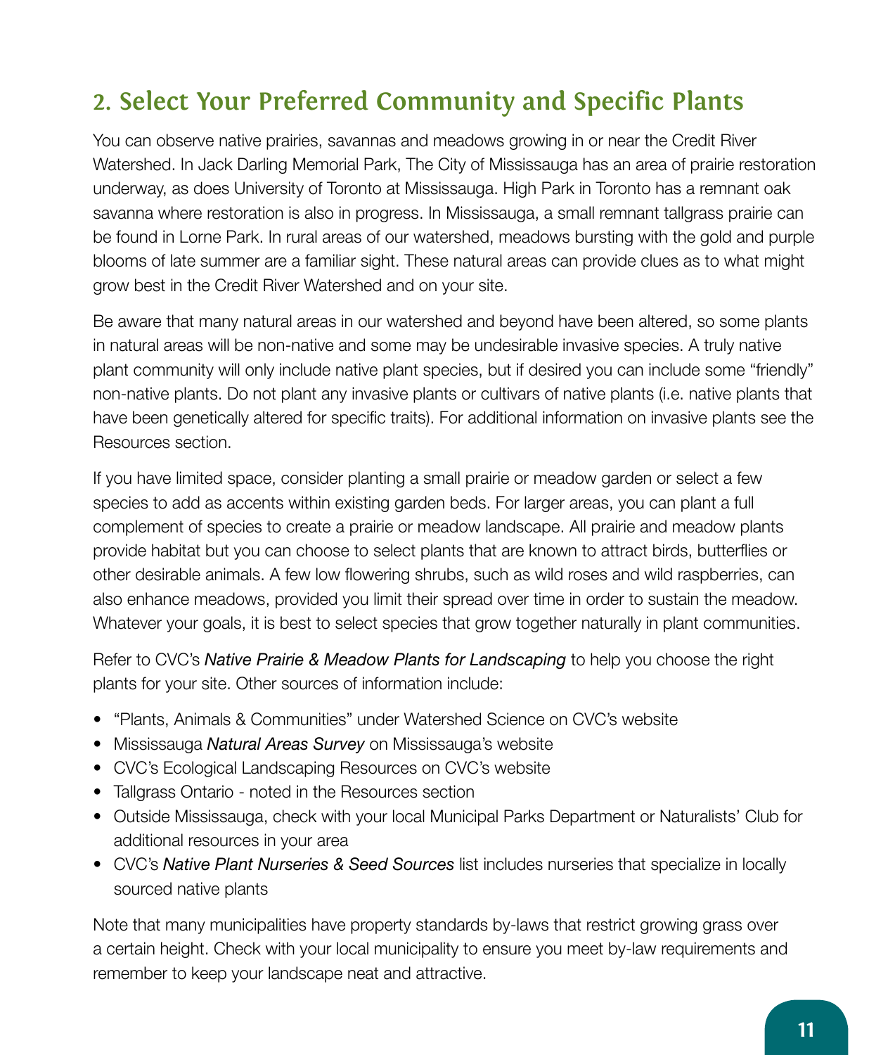## 2. Select Your Preferred Community and Specific Plants

You can observe native prairies, savannas and meadows growing in or near the Credit River Watershed. In Jack Darling Memorial Park, The City of Mississauga has an area of prairie restoration underway, as does University of Toronto at Mississauga. High Park in Toronto has a remnant oak savanna where restoration is also in progress. In Mississauga, a small remnant tallgrass prairie can be found in Lorne Park. In rural areas of our watershed, meadows bursting with the gold and purple blooms of late summer are a familiar sight. These natural areas can provide clues as to what might grow best in the Credit River Watershed and on your site.

Be aware that many natural areas in our watershed and beyond have been altered, so some plants in natural areas will be non-native and some may be undesirable invasive species. A truly native plant community will only include native plant species, but if desired you can include some "friendly" non-native plants. Do not plant any invasive plants or cultivars of native plants (i.e. native plants that have been genetically altered for specific traits). For additional information on invasive plants see the Resources section.

If you have limited space, consider planting a small prairie or meadow garden or select a few species to add as accents within existing garden beds. For larger areas, you can plant a full complement of species to create a prairie or meadow landscape. All prairie and meadow plants provide habitat but you can choose to select plants that are known to attract birds, butterflies or other desirable animals. A few low flowering shrubs, such as wild roses and wild raspberries, can also enhance meadows, provided you limit their spread over time in order to sustain the meadow. Whatever your goals, it is best to select species that grow together naturally in plant communities.

Refer to CVC's *Native Prairie & Meadow Plants for Landscaping* to help you choose the right plants for your site. Other sources of information include:

- "Plants, Animals & Communities" under Watershed Science on CVC's website
- Mississauga *Natural Areas Survey* on Mississauga's website
- CVC's Ecological Landscaping Resources on CVC's website
- Tallgrass Ontario - noted in the Resources section
- Outside Mississauga, check with your local Municipal Parks Department or Naturalists' Club for additional resources in your area
- CVC's *Native Plant Nurseries & Seed Sources* list includes nurseries that specialize in locally sourced native plants

Note that many municipalities have property standards by-laws that restrict growing grass over a certain height. Check with your local municipality to ensure you meet by-law requirements and remember to keep your landscape neat and attractive.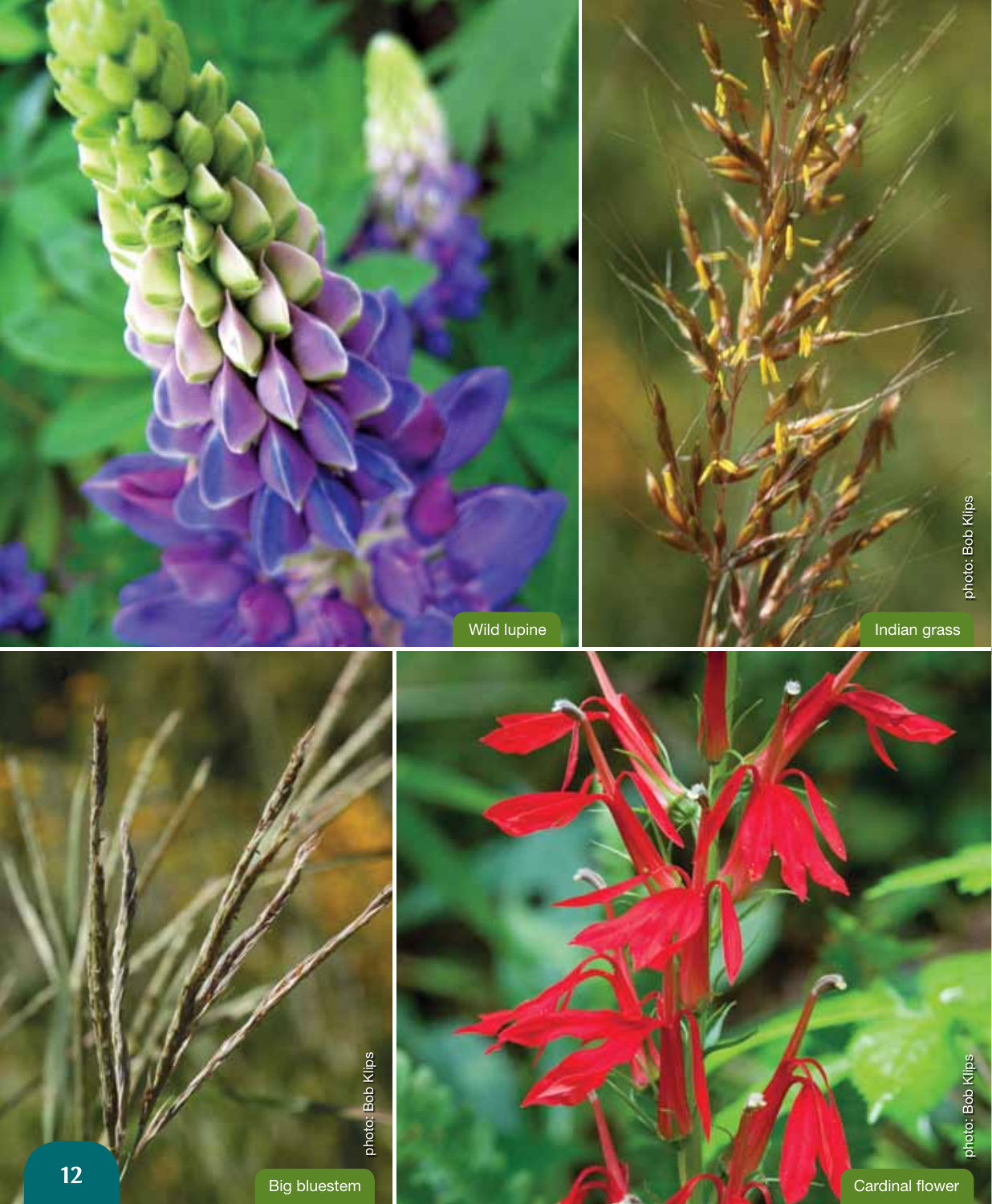Wild lupine

Indian grass

photo: Bob Klips

Big bluestem

photo: Bob Klips

Cardinal flower

photo: Bob Klips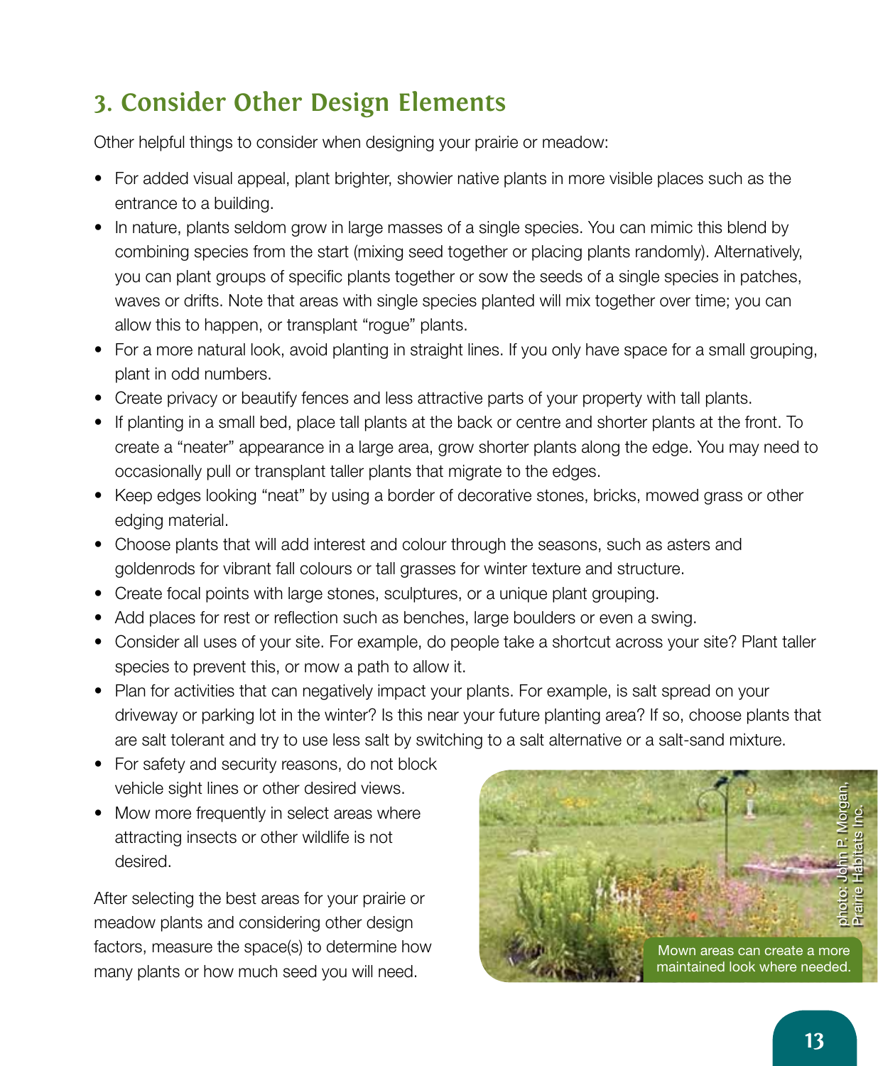## 3. Consider Other Design Elements

Other helpful things to consider when designing your prairie or meadow:

- For added visual appeal, plant brighter, showier native plants in more visible places such as the entrance to a building.
- In nature, plants seldom grow in large masses of a single species. You can mimic this blend by combining species from the start (mixing seed together or placing plants randomly). Alternatively, you can plant groups of specific plants together or sow the seeds of a single species in patches, waves or drifts. Note that areas with single species planted will mix together over time; you can allow this to happen, or transplant "rogue" plants.
- For a more natural look, avoid planting in straight lines. If you only have space for a small grouping, plant in odd numbers.
- Create privacy or beautify fences and less attractive parts of your property with tall plants.
- If planting in a small bed, place tall plants at the back or centre and shorter plants at the front. To create a "neater" appearance in a large area, grow shorter plants along the edge. You may need to occasionally pull or transplant taller plants that migrate to the edges.
- Keep edges looking "neat" by using a border of decorative stones, bricks, mowed grass or other edging material.
- Choose plants that will add interest and colour through the seasons, such as asters and goldenrods for vibrant fall colours or tall grasses for winter texture and structure.
- Create focal points with large stones, sculptures, or a unique plant grouping.
- Add places for rest or reflection such as benches, large boulders or even a swing.
- Consider all uses of your site. For example, do people take a shortcut across your site? Plant taller species to prevent this, or mow a path to allow it.
- Plan for activities that can negatively impact your plants. For example, is salt spread on your driveway or parking lot in the winter? Is this near your future planting area? If so, choose plants that are salt tolerant and try to use less salt by switching to a salt alternative or a salt-sand mixture.
- For safety and security reasons, do not block vehicle sight lines or other desired views.
- Mow more frequently in select areas where attracting insects or other wildlife is not desired.

After selecting the best areas for your prairie or meadow plants and considering other design factors, measure the space(s) to determine how many plants or how much seed you will need.

Mown areas can create a more maintained look where needed.

photo: John P. Morgan, Prairie Habitats Inc.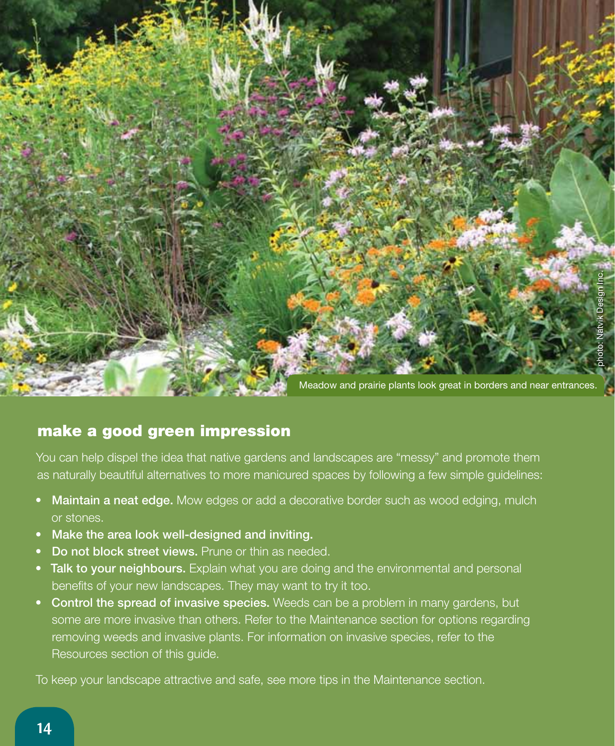Meadow and prairie plants look great in borders and near entrances.

photo: Natvik Design Inc.

## make a good green impression

You can help dispel the idea that native gardens and landscapes are "messy" and promote them as naturally beautiful alternatives to more manicured spaces by following a few simple guidelines:

- **Maintain a neat edge.** Mow edges or add a decorative border such as wood edging, mulch or stones.
- **Make the area look well-designed and inviting.**
- **Do not block street views.** Prune or thin as needed.
- **Talk to your neighbours.** Explain what you are doing and the environmental and personal benefits of your new landscapes. They may want to try it too.
- **Control the spread of invasive species.** Weeds can be a problem in many gardens, but some are more invasive than others. Refer to the Maintenance section for options regarding removing weeds and invasive plants. For information on invasive species, refer to the Resources section of this guide.

To keep your landscape attractive and safe, see more tips in the Maintenance section.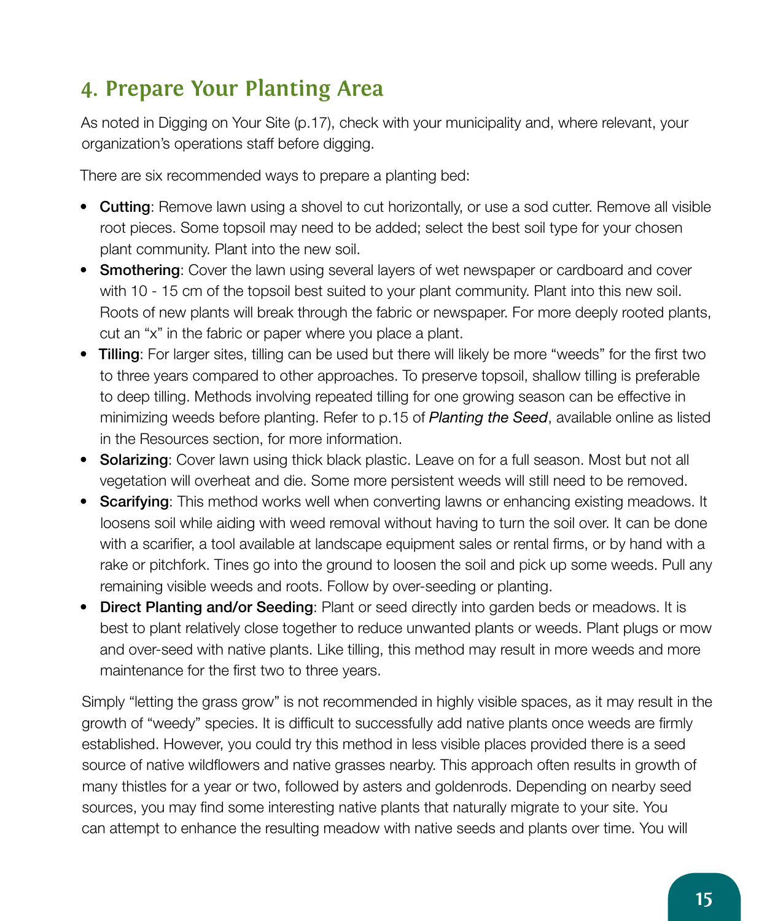## 4. Prepare Your Planting Area

As noted in Digging on Your Site (p.17), check with your municipality and, where relevant, your organization's operations staff before digging.

There are six recommended ways to prepare a planting bed:

- **Cutting**: Remove lawn using a shovel to cut horizontally, or use a sod cutter. Remove all visible root pieces. Some topsoil may need to be added; select the best soil type for your chosen plant community. Plant into the new soil.
- **Smothering**: Cover the lawn using several layers of wet newspaper or cardboard and cover with 10 - 15 cm of the topsoil best suited to your plant community. Plant into this new soil. Roots of new plants will break through the fabric or newspaper. For more deeply rooted plants, cut an "x" in the fabric or paper where you place a plant.
- **Tilling**: For larger sites, tilling can be used but there will likely be more "weeds" for the first two to three years compared to other approaches. To preserve topsoil, shallow tilling is preferable to deep tilling. Methods involving repeated tilling for one growing season can be effective in minimizing weeds before planting. Refer to p.15 of *Planting the Seed*, available online as listed in the Resources section, for more information.
- **Solarizing**: Cover lawn using thick black plastic. Leave on for a full season. Most but not all vegetation will overheat and die. Some more persistent weeds will still need to be removed.
- **Scarifying**: This method works well when converting lawns or enhancing existing meadows. It loosens soil while aiding with weed removal without having to turn the soil over. It can be done with a scarifier, a tool available at landscape equipment sales or rental firms, or by hand with a rake or pitchfork. Tines go into the ground to loosen the soil and pick up some weeds. Pull any remaining visible weeds and roots. Follow by over-seeding or planting.
- **Direct Planting and/or Seeding**: Plant or seed directly into garden beds or meadows. It is best to plant relatively close together to reduce unwanted plants or weeds. Plant plugs or mow and over-seed with native plants. Like tilling, this method may result in more weeds and more maintenance for the first two to three years.

Simply "letting the grass grow" is not recommended in highly visible spaces, as it may result in the growth of "weedy" species. It is difficult to successfully add native plants once weeds are firmly established. However, you could try this method in less visible places provided there is a seed source of native wildflowers and native grasses nearby. This approach often results in growth of many thistles for a year or two, followed by asters and goldenrods. Depending on nearby seed sources, you may find some interesting native plants that naturally migrate to your site. You can attempt to enhance the resulting meadow with native seeds and plants over time. You will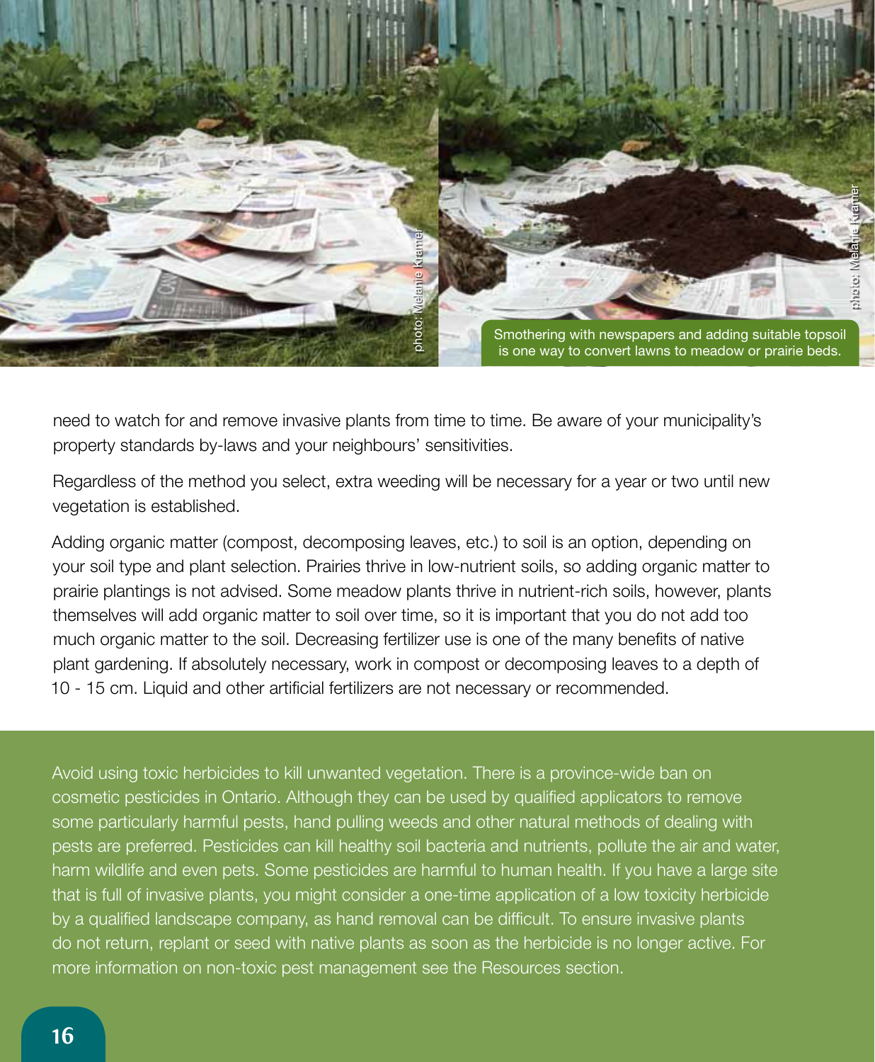Smothering with newspapers and adding suitable topsoil is one way to convert lawns to meadow or prairie beds.

need to watch for and remove invasive plants from time to time. Be aware of your municipality's property standards by-laws and your neighbours' sensitivities.

Regardless of the method you select, extra weeding will be necessary for a year or two until new vegetation is established.

Adding organic matter (compost, decomposing leaves, etc.) to soil is an option, depending on your soil type and plant selection. Prairies thrive in low-nutrient soils, so adding organic matter to prairie plantings is not advised. Some meadow plants thrive in nutrient-rich soils, however, plants themselves will add organic matter to soil over time, so it is important that you do not add too much organic matter to the soil. Decreasing fertilizer use is one of the many benefits of native plant gardening. If absolutely necessary, work in compost or decomposing leaves to a depth of 10 - 15 cm. Liquid and other artificial fertilizers are not necessary or recommended.

Avoid using toxic herbicides to kill unwanted vegetation. There is a province-wide ban on cosmetic pesticides in Ontario. Although they can be used by qualified applicators to remove some particularly harmful pests, hand pulling weeds and other natural methods of dealing with pests are preferred. Pesticides can kill healthy soil bacteria and nutrients, pollute the air and water, harm wildlife and even pets. Some pesticides are harmful to human health. If you have a large site that is full of invasive plants, you might consider a one-time application of a low toxicity herbicide by a qualified landscape company, as hand removal can be difficult. To ensure invasive plants do not return, replant or seed with native plants as soon as the herbicide is no longer active. For more information on non-toxic pest management see the Resources section.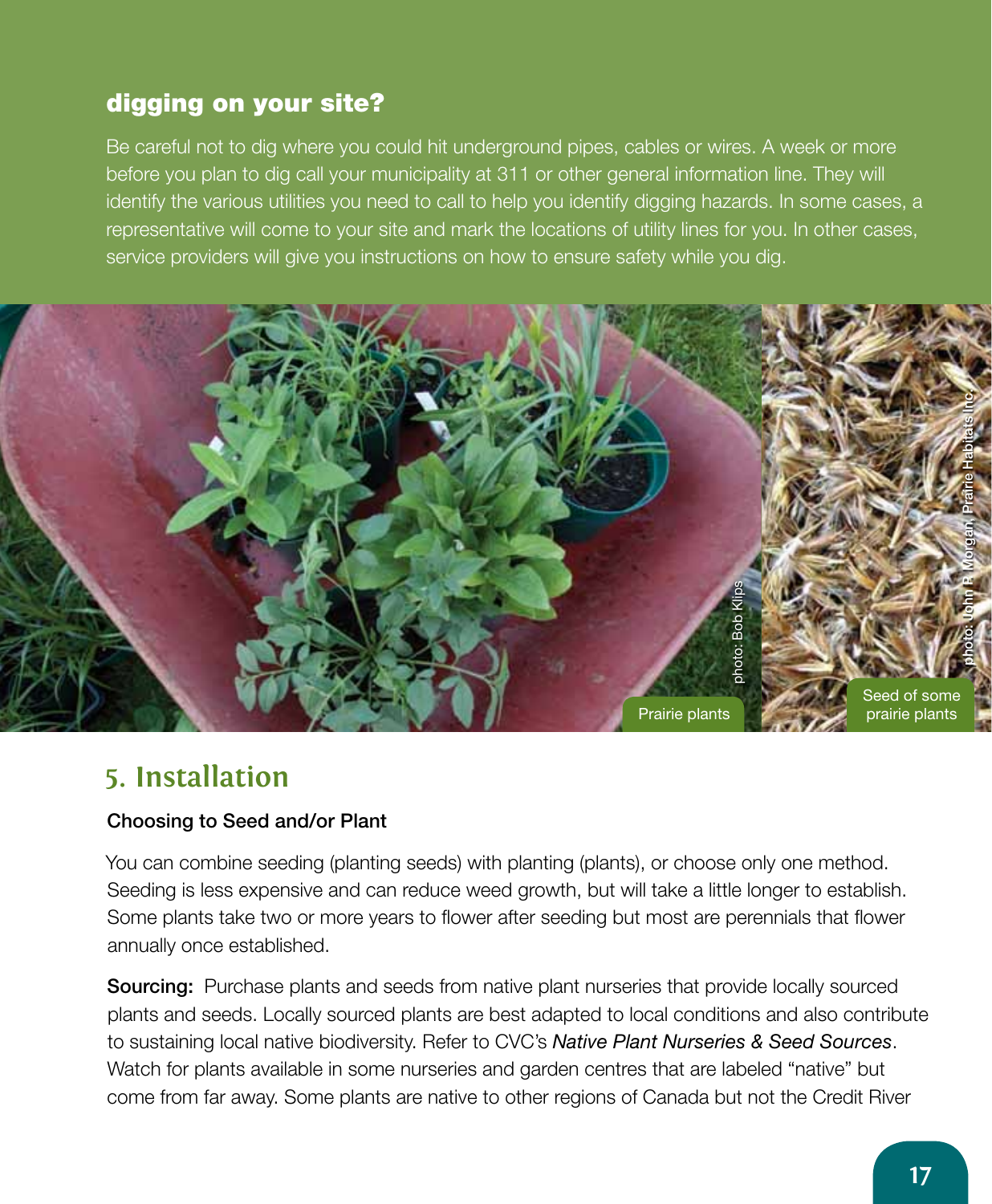## digging on your site?

Be careful not to dig where you could hit underground pipes, cables or wires. A week or more before you plan to dig call your municipality at 311 or other general information line. They will identify the various utilities you need to call to help you identify digging hazards. In some cases, a representative will come to your site and mark the locations of utility lines for you. In other cases, service providers will give you instructions on how to ensure safety while you dig.

photo: Bob Klips

Prairie plants

photo: John P. Morgan, Prairie Habitats Inc.

Seed of some prairie plants

# 5. Installation

### Choosing to Seed and/or Plant

You can combine seeding (planting seeds) with planting (plants), or choose only one method. Seeding is less expensive and can reduce weed growth, but will take a little longer to establish. Some plants take two or more years to flower after seeding but most are perennials that flower annually once established.

**Sourcing:** Purchase plants and seeds from native plant nurseries that provide locally sourced plants and seeds. Locally sourced plants are best adapted to local conditions and also contribute to sustaining local native biodiversity. Refer to CVC's *Native Plant Nurseries & Seed Sources*. Watch for plants available in some nurseries and garden centres that are labeled "native" but come from far away. Some plants are native to other regions of Canada but not the Credit River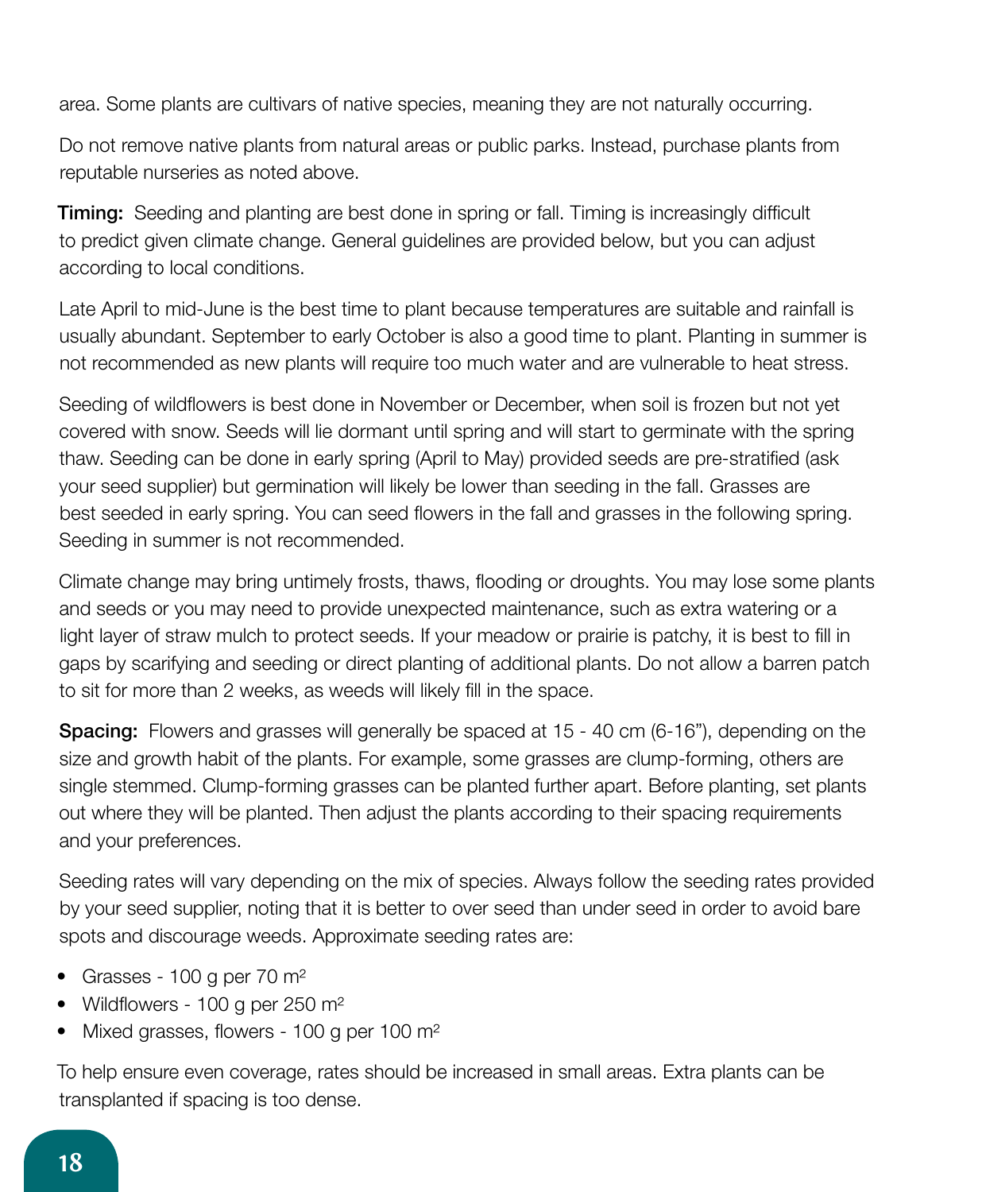area. Some plants are cultivars of native species, meaning they are not naturally occurring.

Do not remove native plants from natural areas or public parks. Instead, purchase plants from reputable nurseries as noted above.

**Timing:** Seeding and planting are best done in spring or fall. Timing is increasingly difficult to predict given climate change. General guidelines are provided below, but you can adjust according to local conditions.

Late April to mid-June is the best time to plant because temperatures are suitable and rainfall is usually abundant. September to early October is also a good time to plant. Planting in summer is not recommended as new plants will require too much water and are vulnerable to heat stress.

Seeding of wildflowers is best done in November or December, when soil is frozen but not yet covered with snow. Seeds will lie dormant until spring and will start to germinate with the spring thaw. Seeding can be done in early spring (April to May) provided seeds are pre-stratified (ask your seed supplier) but germination will likely be lower than seeding in the fall. Grasses are best seeded in early spring. You can seed flowers in the fall and grasses in the following spring. Seeding in summer is not recommended.

Climate change may bring untimely frosts, thaws, flooding or droughts. You may lose some plants and seeds or you may need to provide unexpected maintenance, such as extra watering or a light layer of straw mulch to protect seeds. If your meadow or prairie is patchy, it is best to fill in gaps by scarifying and seeding or direct planting of additional plants. Do not allow a barren patch to sit for more than 2 weeks, as weeds will likely fill in the space.

**Spacing:** Flowers and grasses will generally be spaced at 15 - 40 cm (6-16"), depending on the size and growth habit of the plants. For example, some grasses are clump-forming, others are single stemmed. Clump-forming grasses can be planted further apart. Before planting, set plants out where they will be planted. Then adjust the plants according to their spacing requirements and your preferences.

Seeding rates will vary depending on the mix of species. Always follow the seeding rates provided by your seed supplier, noting that it is better to over seed than under seed in order to avoid bare spots and discourage weeds. Approximate seeding rates are:

- Grasses - 100 g per 70 $m^2$
- Wildflowers - 100 g per 250 $m^2$
- Mixed grasses, flowers - 100 g per 100 $m^2$

To help ensure even coverage, rates should be increased in small areas. Extra plants can be transplanted if spacing is too dense.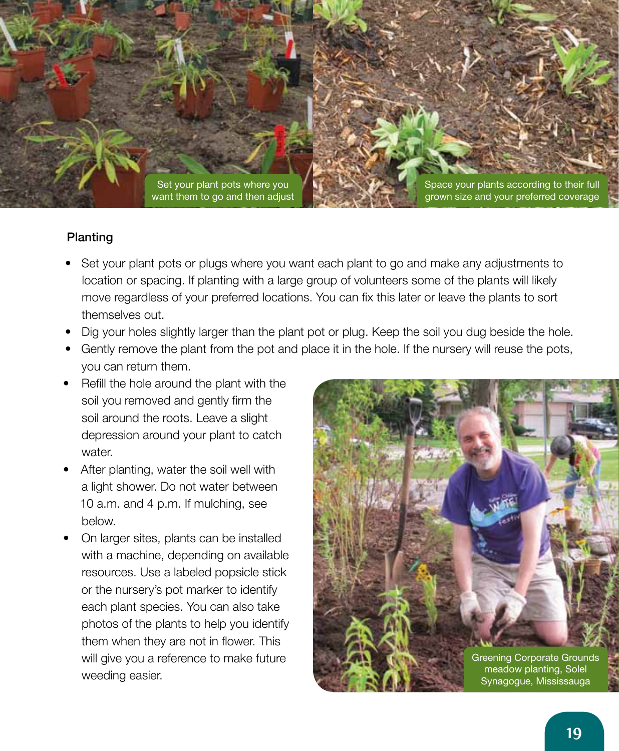Set your plant pots where you want them to go and then adjust

Space your plants according to their full grown size and your preferred coverage

### Planting

- Set your plant pots or plugs where you want each plant to go and make any adjustments to location or spacing. If planting with a large group of volunteers some of the plants will likely move regardless of your preferred locations. You can fix this later or leave the plants to sort themselves out.
- Dig your holes slightly larger than the plant pot or plug. Keep the soil you dug beside the hole.
- Gently remove the plant from the pot and place it in the hole. If the nursery will reuse the pots, you can return them.
- Refill the hole around the plant with the soil you removed and gently firm the soil around the roots. Leave a slight depression around your plant to catch water.
- After planting, water the soil well with a light shower. Do not water between 10 a.m. and 4 p.m. If mulching, see below.
- On larger sites, plants can be installed with a machine, depending on available resources. Use a labeled popsicle stick or the nursery's pot marker to identify each plant species. You can also take photos of the plants to help you identify them when they are not in flower. This will give you a reference to make future weeding easier.

Greening Corporate Grounds meadow planting, Solel Synagogue, Mississauga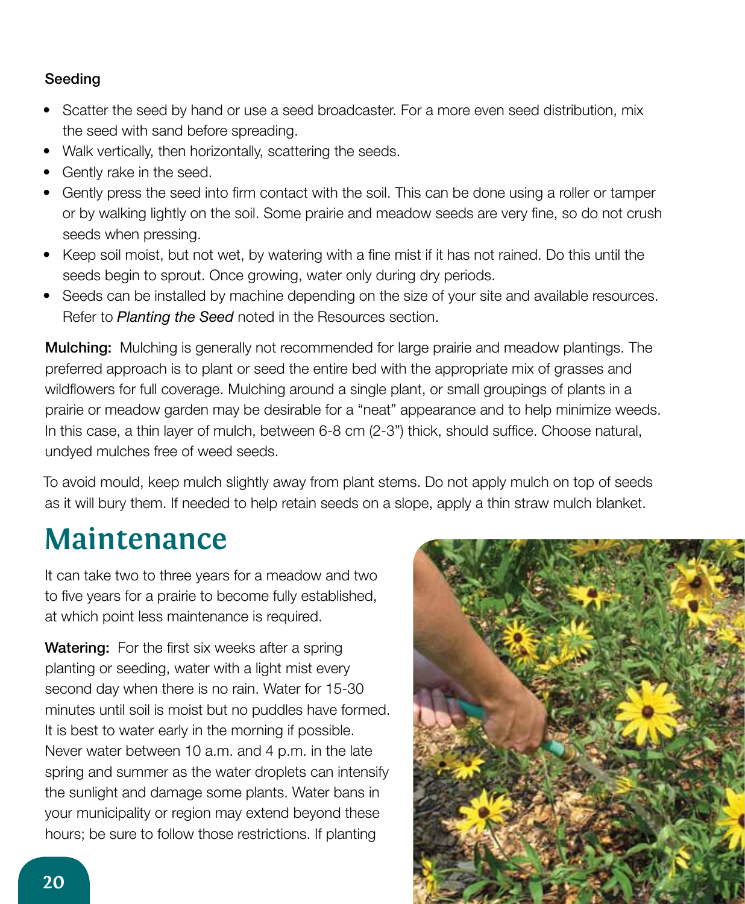### Seeding

- Scatter the seed by hand or use a seed broadcaster. For a more even seed distribution, mix the seed with sand before spreading.
- Walk vertically, then horizontally, scattering the seeds.
- Gently rake in the seed.
- Gently press the seed into firm contact with the soil. This can be done using a roller or tamper or by walking lightly on the soil. Some prairie and meadow seeds are very fine, so do not crush seeds when pressing.
- Keep soil moist, but not wet, by watering with a fine mist if it has not rained. Do this until the seeds begin to sprout. Once growing, water only during dry periods.
- Seeds can be installed by machine depending on the size of your site and available resources. Refer to *Planting the Seed* noted in the Resources section.

**Mulching:** Mulching is generally not recommended for large prairie and meadow plantings. The preferred approach is to plant or seed the entire bed with the appropriate mix of grasses and wildflowers for full coverage. Mulching around a single plant, or small groupings of plants in a prairie or meadow garden may be desirable for a "neat" appearance and to help minimize weeds. In this case, a thin layer of mulch, between 6-8 cm (2-3") thick, should suffice. Choose natural, undyed mulches free of weed seeds.

To avoid mould, keep mulch slightly away from plant stems. Do not apply mulch on top of seeds as it will bury them. If needed to help retain seeds on a slope, apply a thin straw mulch blanket.

# Maintenance

It can take two to three years for a meadow and two to five years for a prairie to become fully established, at which point less maintenance is required.

**Watering:** For the first six weeks after a spring planting or seeding, water with a light mist every second day when there is no rain. Water for 15-30 minutes until soil is moist but no puddles have formed. It is best to water early in the morning if possible. Never water between 10 a.m. and 4 p.m. in the late spring and summer as the water droplets can intensify the sunlight and damage some plants. Water bans in your municipality or region may extend beyond these hours; be sure to follow those restrictions. If planting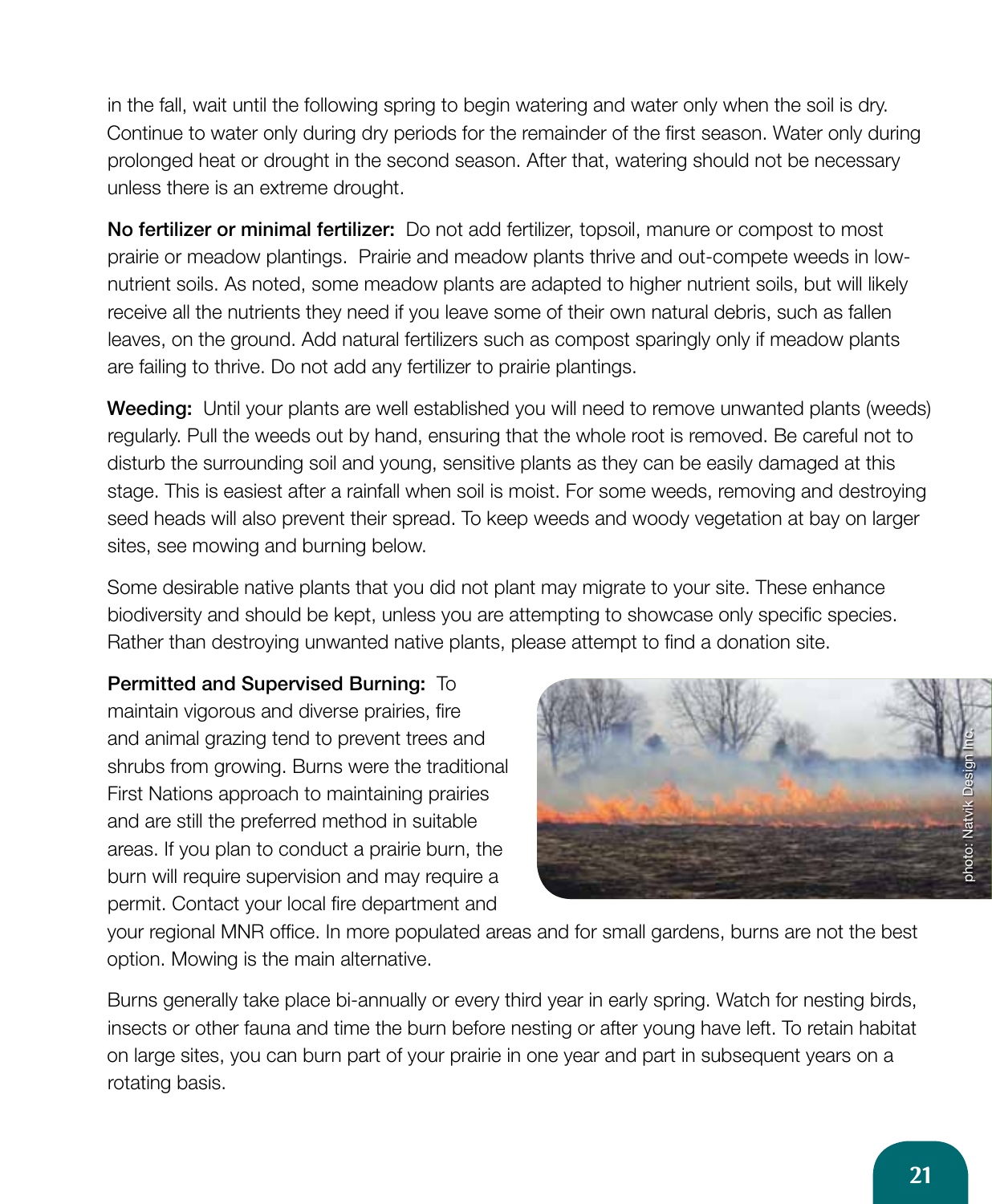in the fall, wait until the following spring to begin watering and water only when the soil is dry. Continue to water only during dry periods for the remainder of the first season. Water only during prolonged heat or drought in the second season. After that, watering should not be necessary unless there is an extreme drought.

**No fertilizer or minimal fertilizer:** Do not add fertilizer, topsoil, manure or compost to most prairie or meadow plantings. Prairie and meadow plants thrive and out-compete weeds in low-nutrient soils. As noted, some meadow plants are adapted to higher nutrient soils, but will likely receive all the nutrients they need if you leave some of their own natural debris, such as fallen leaves, on the ground. Add natural fertilizers such as compost sparingly only if meadow plants are failing to thrive. Do not add any fertilizer to prairie plantings.

**Weeding:** Until your plants are well established you will need to remove unwanted plants (weeds) regularly. Pull the weeds out by hand, ensuring that the whole root is removed. Be careful not to disturb the surrounding soil and young, sensitive plants as they can be easily damaged at this stage. This is easiest after a rainfall when soil is moist. For some weeds, removing and destroying seed heads will also prevent their spread. To keep weeds and woody vegetation at bay on larger sites, see mowing and burning below.

Some desirable native plants that you did not plant may migrate to your site. These enhance biodiversity and should be kept, unless you are attempting to showcase only specific species. Rather than destroying unwanted native plants, please attempt to find a donation site.

**Permitted and Supervised Burning:** To maintain vigorous and diverse prairies, fire and animal grazing tend to prevent trees and shrubs from growing. Burns were the traditional First Nations approach to maintaining prairies and are still the preferred method in suitable areas. If you plan to conduct a prairie burn, the burn will require supervision and may require a permit. Contact your local fire department and your regional MNR office. In more populated areas and for small gardens, burns are not the best option. Mowing is the main alternative.

photo: Natvik Design Inc.

Burns generally take place bi-annually or every third year in early spring. Watch for nesting birds, insects or other fauna and time the burn before nesting or after young have left. To retain habitat on large sites, you can burn part of your prairie in one year and part in subsequent years on a rotating basis.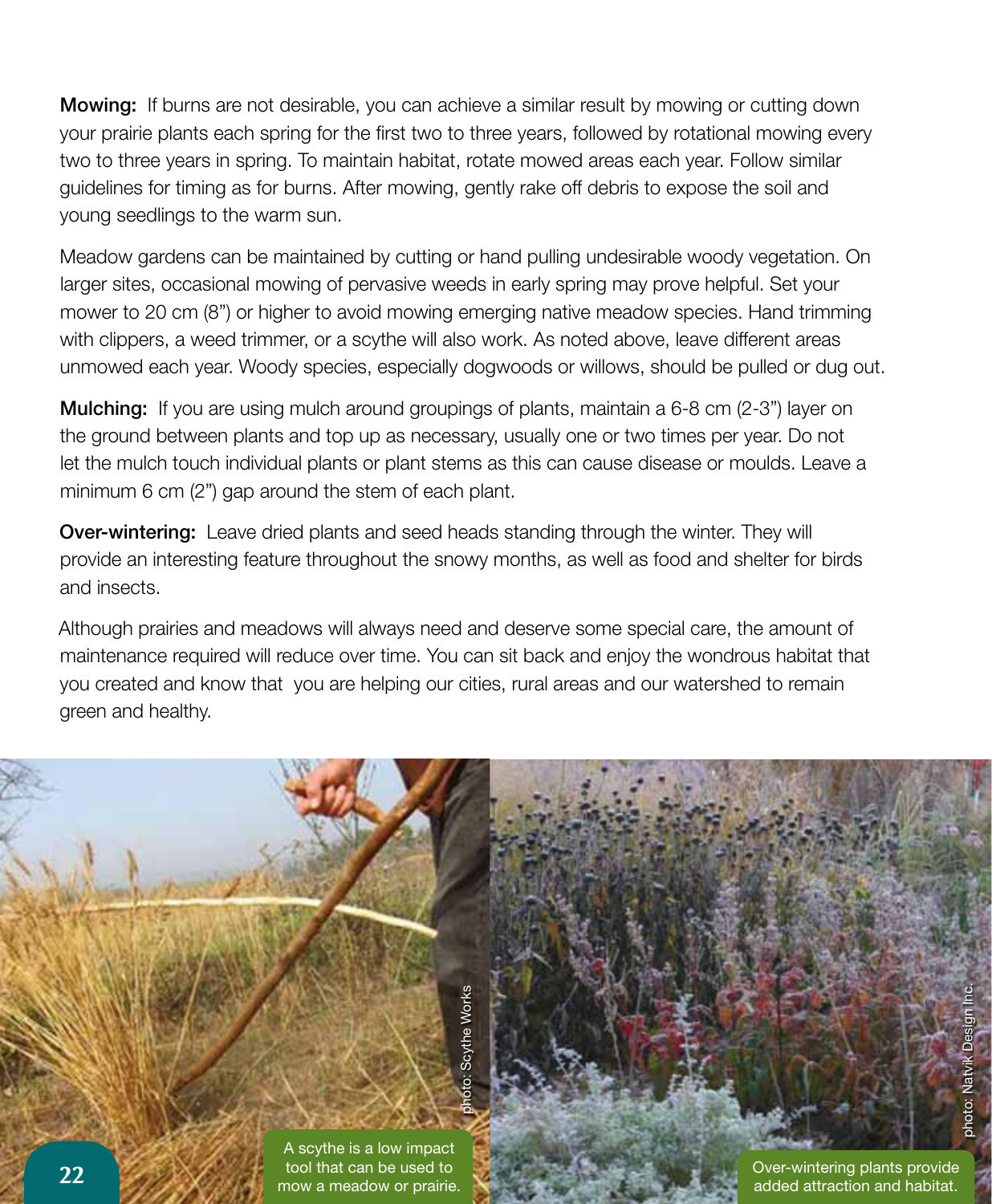**Mowing:** If burns are not desirable, you can achieve a similar result by mowing or cutting down your prairie plants each spring for the first two to three years, followed by rotational mowing every two to three years in spring. To maintain habitat, rotate mowed areas each year. Follow similar guidelines for timing as for burns. After mowing, gently rake off debris to expose the soil and young seedlings to the warm sun.

Meadow gardens can be maintained by cutting or hand pulling undesirable woody vegetation. On larger sites, occasional mowing of pervasive weeds in early spring may prove helpful. Set your mower to 20 cm (8") or higher to avoid mowing emerging native meadow species. Hand trimming with clippers, a weed trimmer, or a scythe will also work. As noted above, leave different areas unmowed each year. Woody species, especially dogwoods or willows, should be pulled or dug out.

**Mulching:** If you are using mulch around groupings of plants, maintain a 6-8 cm (2-3") layer on the ground between plants and top up as necessary, usually one or two times per year. Do not let the mulch touch individual plants or plant stems as this can cause disease or moulds. Leave a minimum 6 cm (2") gap around the stem of each plant.

**Over-wintering:** Leave dried plants and seed heads standing through the winter. They will provide an interesting feature throughout the snowy months, as well as food and shelter for birds and insects.

Although prairies and meadows will always need and deserve some special care, the amount of maintenance required will reduce over time. You can sit back and enjoy the wondrous habitat that you created and know that you are helping our cities, rural areas and our watershed to remain green and healthy.

photo: Scythe Works

A scythe is a low impact tool that can be used to mow a meadow or prairie.

photo: Natvik Design Inc.

Over-wintering plants provide added attraction and habitat.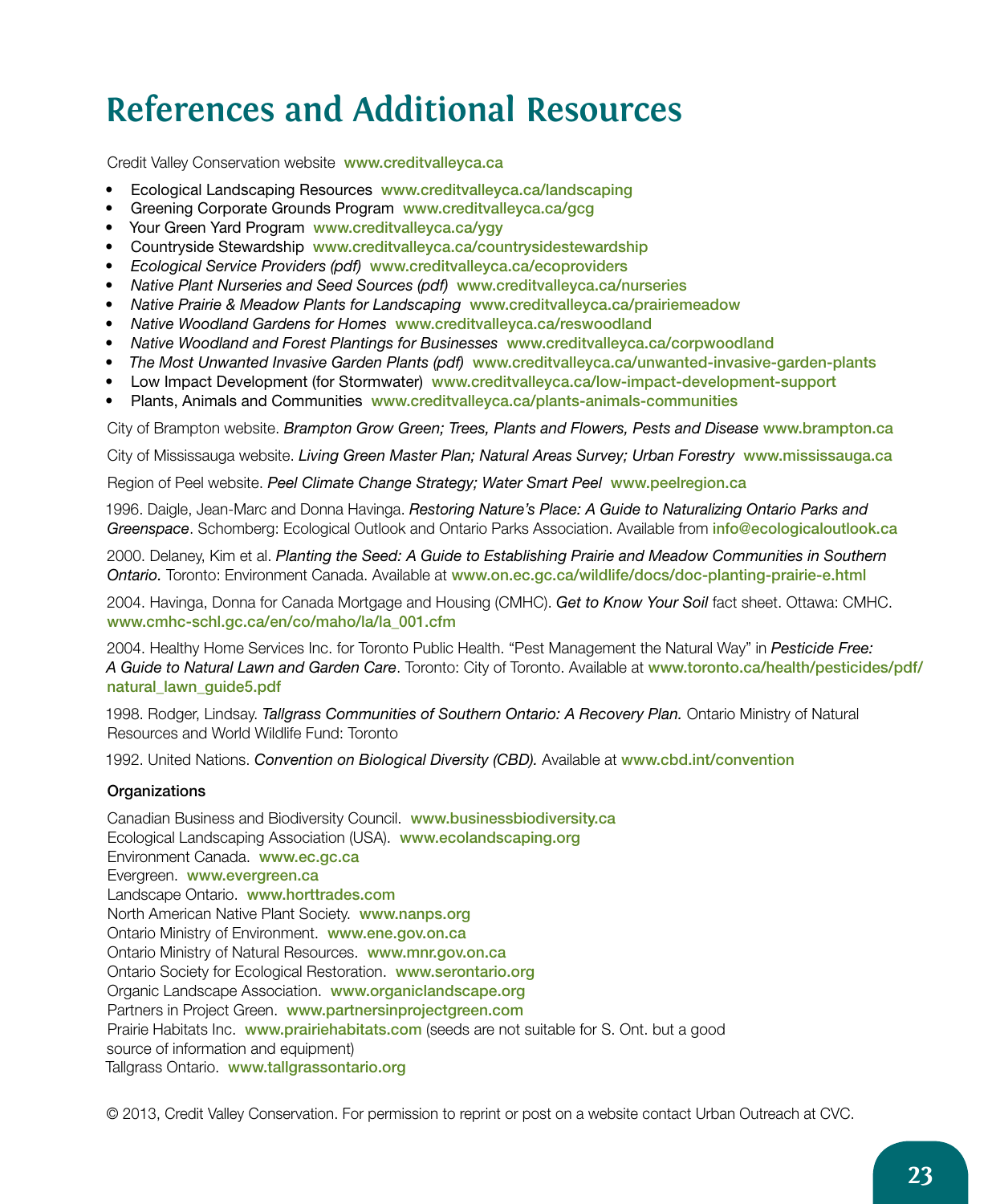# References and Additional Resources

Credit Valley Conservation website **www.creditvalleyca.ca**

- Ecological Landscaping Resources **www.creditvalleyca.ca/landscaping**
- Greening Corporate Grounds Program **www.creditvalleyca.ca/gcg**
- Your Green Yard Program **www.creditvalleyca.ca/ygy**
- Countryside Stewardship **www.creditvalleyca.ca/countrysidestewardship**
- *Ecological Service Providers (pdf)* **www.creditvalleyca.ca/ecoproviders**
- *Native Plant Nurseries and Seed Sources (pdf)* **www.creditvalleyca.ca/nurseries**
- *Native Prairie & Meadow Plants for Landscaping* **www.creditvalleyca.ca/prairiemeadow**
- *Native Woodland Gardens for Homes* **www.creditvalleyca.ca/reswoodland**
- *Native Woodland and Forest Plantings for Businesses* **www.creditvalleyca.ca/corpwoodland**
- *The Most Unwanted Invasive Garden Plants (pdf)* **www.creditvalleyca.ca/unwanted-invasive-garden-plants**
- Low Impact Development (for Stormwater) **www.creditvalleyca.ca/low-impact-development-support**
- Plants, Animals and Communities **www.creditvalleyca.ca/plants-animals-communities**

City of Brampton website. *Brampton Grow Green; Trees, Plants and Flowers, Pests and Disease* **www.brampton.ca**

City of Mississauga website. *Living Green Master Plan; Natural Areas Survey; Urban Forestry* **www.mississauga.ca**

Region of Peel website. *Peel Climate Change Strategy; Water Smart Peel* **www.peelregion.ca**

1996. Daigle, Jean-Marc and Donna Havinga. *Restoring Nature's Place: A Guide to Naturalizing Ontario Parks and Greenspace*. Schomberg: Ecological Outlook and Ontario Parks Association. Available from **info@ecologicaloutlook.ca**

2000. Delaney, Kim et al. *Planting the Seed: A Guide to Establishing Prairie and Meadow Communities in Southern Ontario.* Toronto: Environment Canada. Available at **www.on.ec.gc.ca/wildlife/docs/doc-planting-prairie-e.html**

2004. Havinga, Donna for Canada Mortgage and Housing (CMHC). *Get to Know Your Soil* fact sheet. Ottawa: CMHC. **www.cmhc-schl.gc.ca/en/co/maho/la/la_001.cfm**

2004. Healthy Home Services Inc. for Toronto Public Health. "Pest Management the Natural Way" in *Pesticide Free: A Guide to Natural Lawn and Garden Care*. Toronto: City of Toronto. Available at **www.toronto.ca/health/pesticides/pdf/natural_lawn_guide5.pdf**

1998. Rodger, Lindsay. *Tallgrass Communities of Southern Ontario: A Recovery Plan.* Ontario Ministry of Natural Resources and World Wildlife Fund: Toronto

1992. United Nations. *Convention on Biological Diversity (CBD).* Available at **www.cbd.int/convention**

### Organizations

Canadian Business and Biodiversity Council. **www.businessbiodiversity.ca**
Ecological Landscaping Association (USA). **www.ecolandscaping.org**
Environment Canada. **www.ec.gc.ca**
Evergreen. **www.evergreen.ca**
Landscape Ontario. **www.horttrades.com**
North American Native Plant Society. **www.nanps.org**
Ontario Ministry of Environment. **www.ene.gov.on.ca**
Ontario Ministry of Natural Resources. **www.mnr.gov.on.ca**
Ontario Society for Ecological Restoration. **www.serontario.org**
Organic Landscape Association. **www.organiclandscape.org**
Partners in Project Green. **www.partnersinprojectgreen.com**
Prairie Habitats Inc. **www.prairiehabitats.com** (seeds are not suitable for S. Ont. but a good source of information and equipment)
Tallgrass Ontario. **www.tallgrassontario.org**

© 2013, Credit Valley Conservation. For permission to reprint or post on a website contact Urban Outreach at CVC.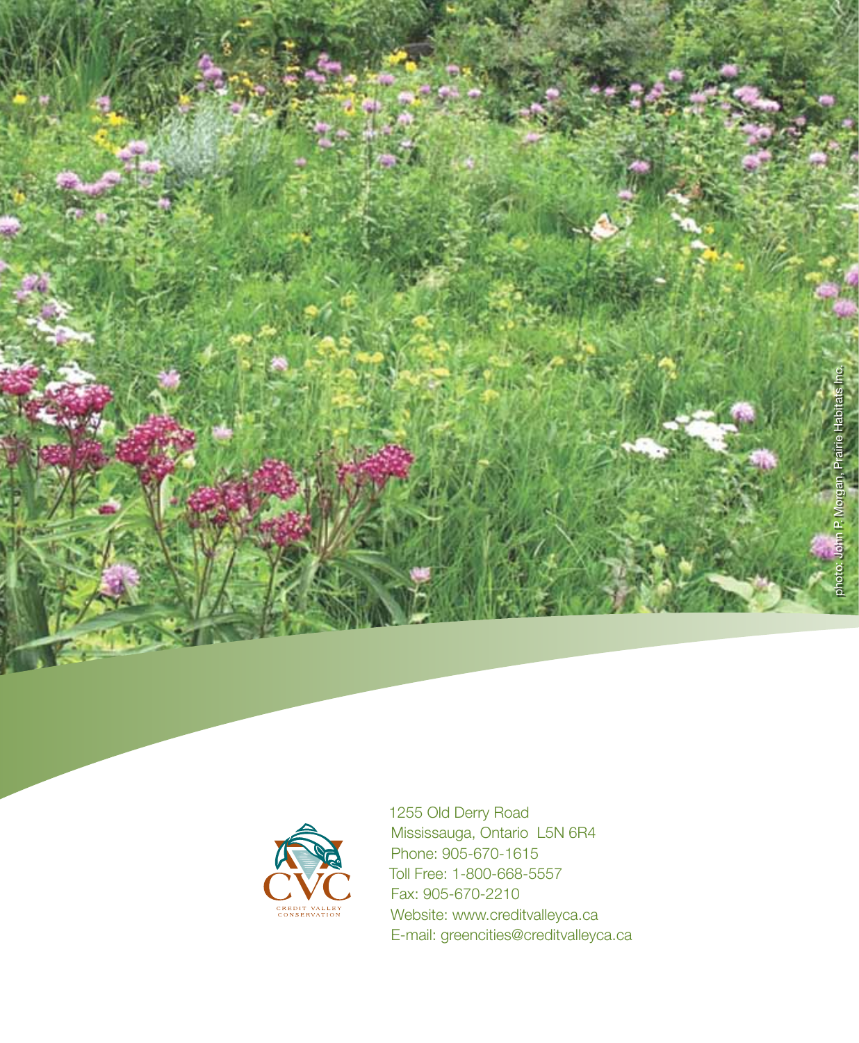photo: John P. Morgan, Prairie Habitats Inc.

CVC

CREDIT VALLEY CONSERVATION

1255 Old Derry Road
Mississauga, Ontario  L5N 6R4
Phone: 905-670-1615
Toll Free: 1-800-668-5557
Fax: 905-670-2210
Website: www.creditvalleyca.ca
E-mail: greencities@creditvalleyca.ca